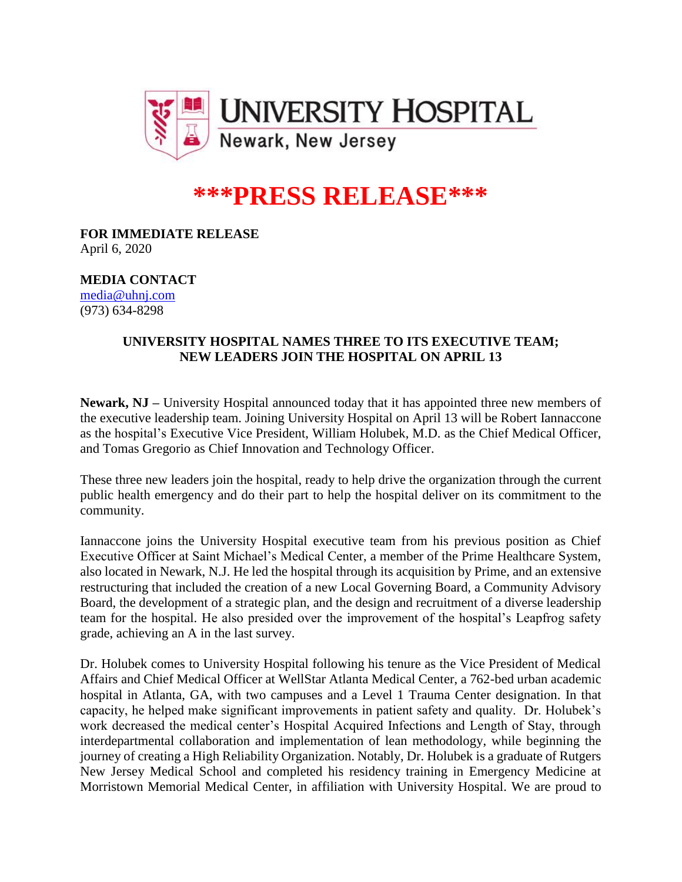UNIVERSITY HOSPITAL
Newark, New Jersey

# \*\*\*PRESS RELEASE\*\*\*

**FOR IMMEDIATE RELEASE**
April 6, 2020

**MEDIA CONTACT**
media@uhnj.com
(973) 634-8298

**UNIVERSITY HOSPITAL NAMES THREE TO ITS EXECUTIVE TEAM; NEW LEADERS JOIN THE HOSPITAL ON APRIL 13**

**Newark, NJ –** University Hospital announced today that it has appointed three new members of the executive leadership team. Joining University Hospital on April 13 will be Robert Iannaccone as the hospital's Executive Vice President, William Holubek, M.D. as the Chief Medical Officer, and Tomas Gregorio as Chief Innovation and Technology Officer.

These three new leaders join the hospital, ready to help drive the organization through the current public health emergency and do their part to help the hospital deliver on its commitment to the community.

Iannaccone joins the University Hospital executive team from his previous position as Chief Executive Officer at Saint Michael's Medical Center, a member of the Prime Healthcare System, also located in Newark, N.J. He led the hospital through its acquisition by Prime, and an extensive restructuring that included the creation of a new Local Governing Board, a Community Advisory Board, the development of a strategic plan, and the design and recruitment of a diverse leadership team for the hospital. He also presided over the improvement of the hospital's Leapfrog safety grade, achieving an A in the last survey.

Dr. Holubek comes to University Hospital following his tenure as the Vice President of Medical Affairs and Chief Medical Officer at WellStar Atlanta Medical Center, a 762-bed urban academic hospital in Atlanta, GA, with two campuses and a Level 1 Trauma Center designation. In that capacity, he helped make significant improvements in patient safety and quality. Dr. Holubek's work decreased the medical center's Hospital Acquired Infections and Length of Stay, through interdepartmental collaboration and implementation of lean methodology, while beginning the journey of creating a High Reliability Organization. Notably, Dr. Holubek is a graduate of Rutgers New Jersey Medical School and completed his residency training in Emergency Medicine at Morristown Memorial Medical Center, in affiliation with University Hospital. We are proud to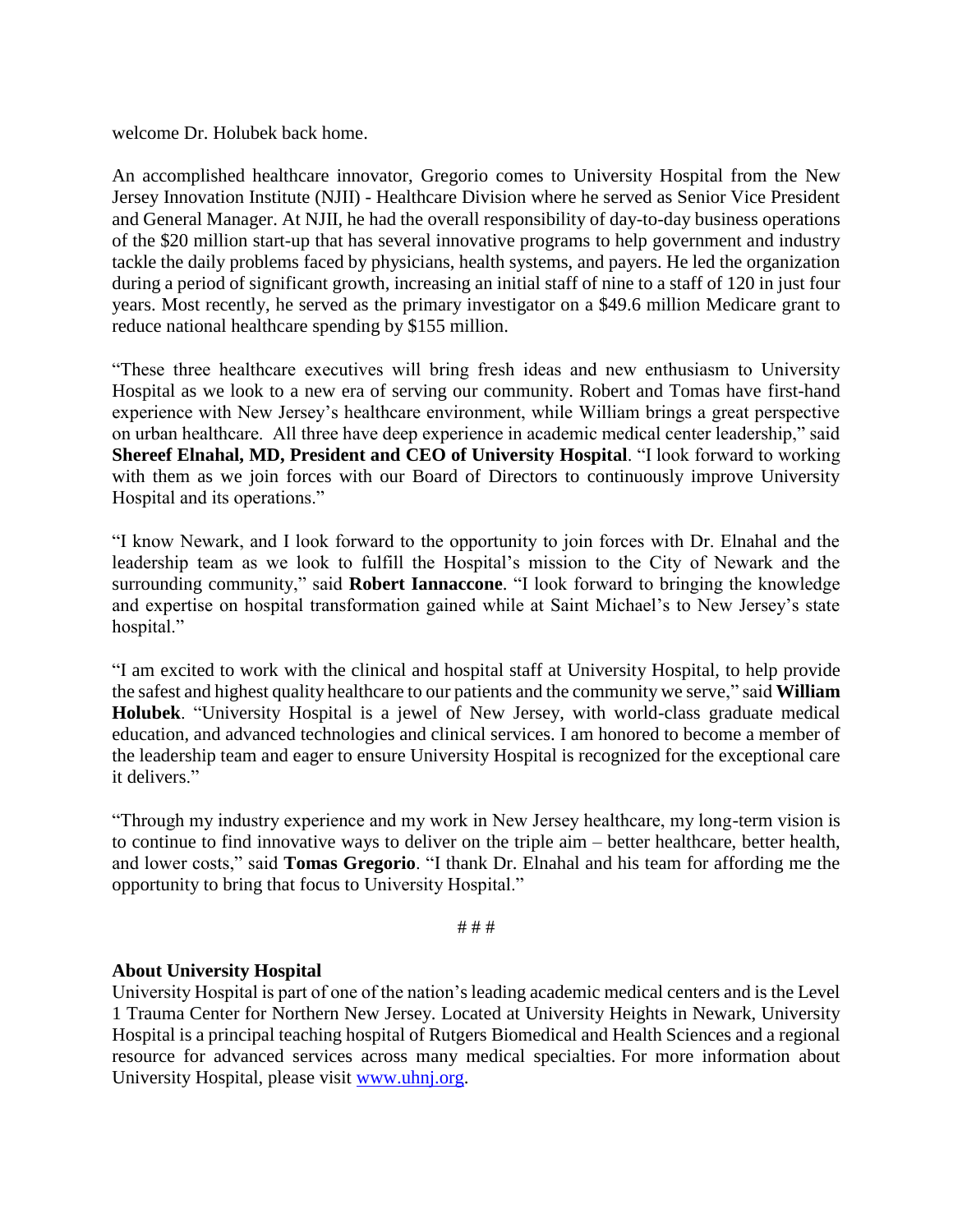welcome Dr. Holubek back home.

An accomplished healthcare innovator, Gregorio comes to University Hospital from the New Jersey Innovation Institute (NJII) - Healthcare Division where he served as Senior Vice President and General Manager. At NJII, he had the overall responsibility of day-to-day business operations of the $20 million start-up that has several innovative programs to help government and industry tackle the daily problems faced by physicians, health systems, and payers. He led the organization during a period of significant growth, increasing an initial staff of nine to a staff of 120 in just four years. Most recently, he served as the primary investigator on a $49.6 million Medicare grant to reduce national healthcare spending by $155 million.

"These three healthcare executives will bring fresh ideas and new enthusiasm to University Hospital as we look to a new era of serving our community. Robert and Tomas have first-hand experience with New Jersey's healthcare environment, while William brings a great perspective on urban healthcare. All three have deep experience in academic medical center leadership," said **Shereef Elnahal, MD, President and CEO of University Hospital**. "I look forward to working with them as we join forces with our Board of Directors to continuously improve University Hospital and its operations."

"I know Newark, and I look forward to the opportunity to join forces with Dr. Elnahal and the leadership team as we look to fulfill the Hospital's mission to the City of Newark and the surrounding community," said **Robert Iannaccone**. "I look forward to bringing the knowledge and expertise on hospital transformation gained while at Saint Michael's to New Jersey's state hospital."

"I am excited to work with the clinical and hospital staff at University Hospital, to help provide the safest and highest quality healthcare to our patients and the community we serve," said **William Holubek**. "University Hospital is a jewel of New Jersey, with world-class graduate medical education, and advanced technologies and clinical services. I am honored to become a member of the leadership team and eager to ensure University Hospital is recognized for the exceptional care it delivers."

"Through my industry experience and my work in New Jersey healthcare, my long-term vision is to continue to find innovative ways to deliver on the triple aim – better healthcare, better health, and lower costs," said **Tomas Gregorio**. "I thank Dr. Elnahal and his team for affording me the opportunity to bring that focus to University Hospital."

# # #

**About University Hospital**
University Hospital is part of one of the nation's leading academic medical centers and is the Level 1 Trauma Center for Northern New Jersey. Located at University Heights in Newark, University Hospital is a principal teaching hospital of Rutgers Biomedical and Health Sciences and a regional resource for advanced services across many medical specialties. For more information about University Hospital, please visit [www.uhnj.org](www.uhnj.org).